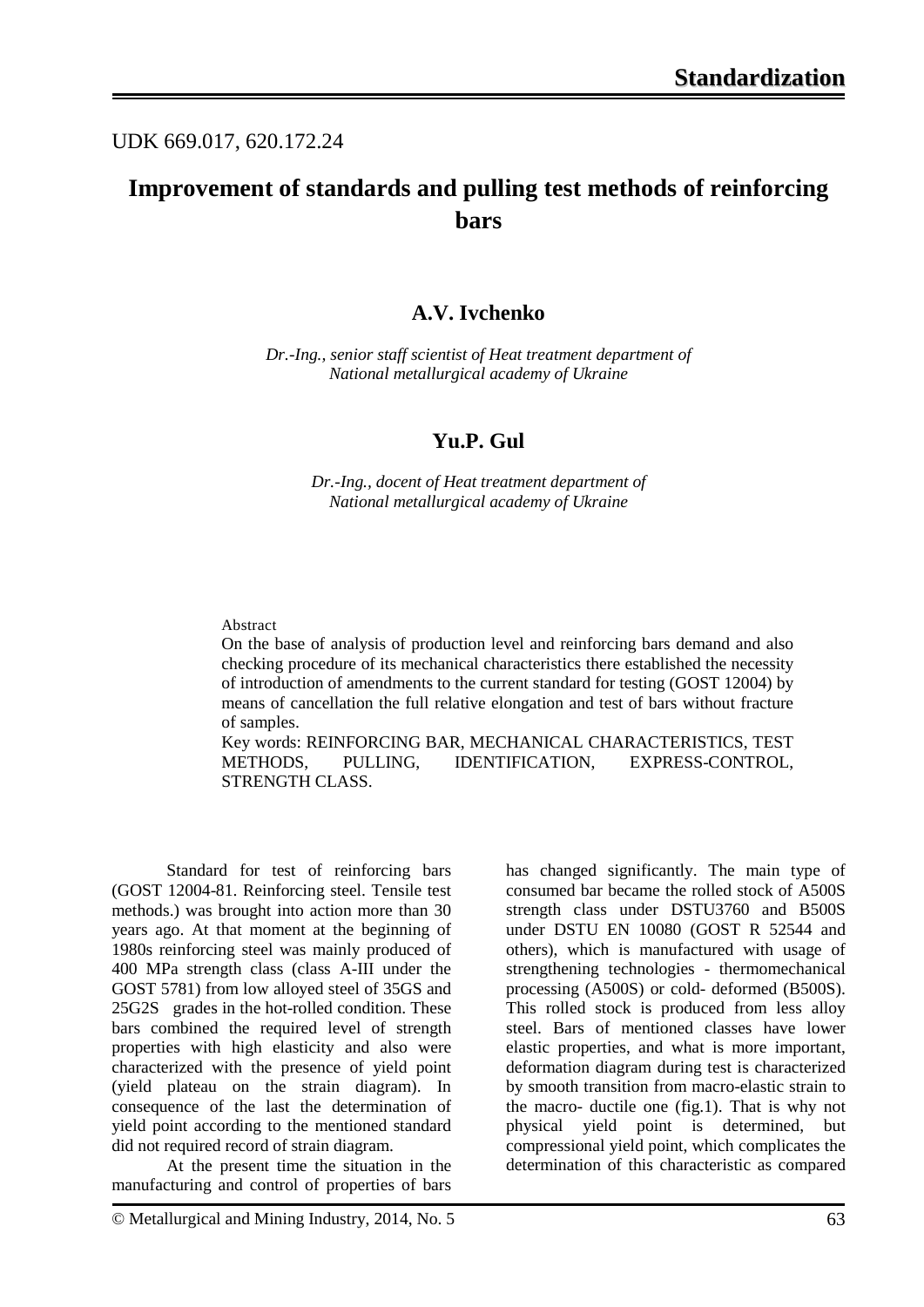UDK 669.017, 620.172.24

# Improvement of standards and pulling test methods of reinforcing bars

## A.V. Ivchenko

*Dr.-Ing., senior staff scientist of Heat treatment department of National metallurgical academy of Ukraine*

## Yu.P. Gul

*Dr.-Ing., docent of Heat treatment department of National metallurgical academy of Ukraine*

Abstract

On the base of analysis of production level and reinforcing bars demand and also checking procedure of its mechanical characteristics there established the necessity of introduction of amendments to the current standard for testing (GOST 12004) by means of cancellation the full relative elongation and test of bars without fracture of samples.

Key words: REINFORCING BAR, MECHANICAL CHARACTERISTICS, TEST METHODS, PULLING, IDENTIFICATION, EXPRESS-CONTROL, STRENGTH CLASS.

Standard for test of reinforcing bars (GOST 12004-81. Reinforcing steel. Tensile test methods.) was brought into action more than 30 years ago. At that moment at the beginning of 1980s reinforcing steel was mainly produced of 400 MPa strength class (class A-III under the GOST 5781) from low alloyed steel of 35GS and 25G2S grades in the hot-rolled condition. These bars combined the required level of strength properties with high elasticity and also were characterized with the presence of yield point (yield plateau on the strain diagram). In consequence of the last the determination of yield point according to the mentioned standard did not required record of strain diagram.

At the present time the situation in the manufacturing and control of properties of bars has changed significantly. The main type of consumed bar became the rolled stock of A500S strength class under DSTU3760 and B500S under DSTU EN 10080 (GOST R 52544 and others), which is manufactured with usage of strengthening technologies - thermomechanical processing (A500S) or cold- deformed (B500S). This rolled stock is produced from less alloy steel. Bars of mentioned classes have lower elastic properties, and what is more important, deformation diagram during test is characterized by smooth transition from macro-elastic strain to the macro- ductile one (fig.1). That is why not physical yield point is determined, but compressional yield point, which complicates the determination of this characteristic as compared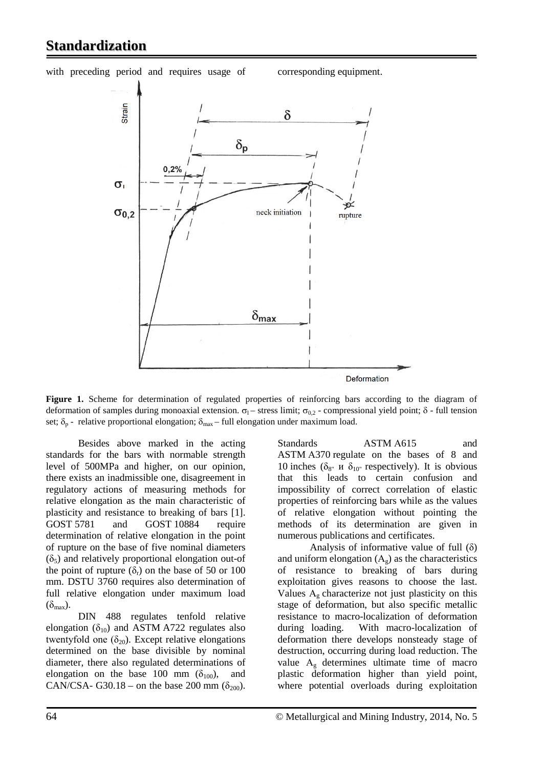with preceding period and requires usage of corresponding equipment.

**Figure 1.** Scheme for determination of regulated properties of reinforcing bars according to the diagram of deformation of samples during monoaxial extension. $\sigma_l$ – stress limit; $\sigma_{0,2}$ - compressional yield point; $\delta$ - full tension set; $\delta_p$ - relative proportional elongation; $\delta_{max}$ – full elongation under maximum load.

Besides above marked in the acting standards for the bars with normable strength level of 500MPa and higher, on our opinion, there exists an inadmissible one, disagreement in regulatory actions of measuring methods for relative elongation as the main characteristic of plasticity and resistance to breaking of bars [1]. GOST 5781 and GOST 10884 require determination of relative elongation in the point of rupture on the base of five nominal diameters ($\delta_5$) and relatively proportional elongation out-of the point of rupture ($\delta_r$) on the base of 50 or 100 mm. DSTU 3760 requires also determination of full relative elongation under maximum load ($\delta_{max}$).

DIN 488 regulates tenfold relative elongation ($\delta_{10}$) and ASTM A722 regulates also twentyfold one ($\delta_{20}$). Except relative elongations determined on the base divisible by nominal diameter, there also regulated determinations of elongation on the base 100 mm ($\delta_{100}$), and CAN/CSA- G30.18 – on the base 200 mm ($\delta_{200}$). Standards ASTM A615 and ASTM A370 regulate on the bases of 8 and 10 inches ($\delta_{8"}$ и $\delta_{10"}$ respectively). It is obvious that this leads to certain confusion and impossibility of correct correlation of elastic properties of reinforcing bars while as the values of relative elongation without pointing the methods of its determination are given in numerous publications and certificates.

Analysis of informative value of full ($\delta$) and uniform elongation ($A_g$) as the characteristics of resistance to breaking of bars during exploitation gives reasons to choose the last. Values $A_g$ characterize not just plasticity on this stage of deformation, but also specific metallic resistance to macro-localization of deformation during loading. With macro-localization of deformation there develops nonsteady stage of destruction, occurring during load reduction. The value $A_g$ determines ultimate time of macro plastic deformation higher than yield point, where potential overloads during exploitation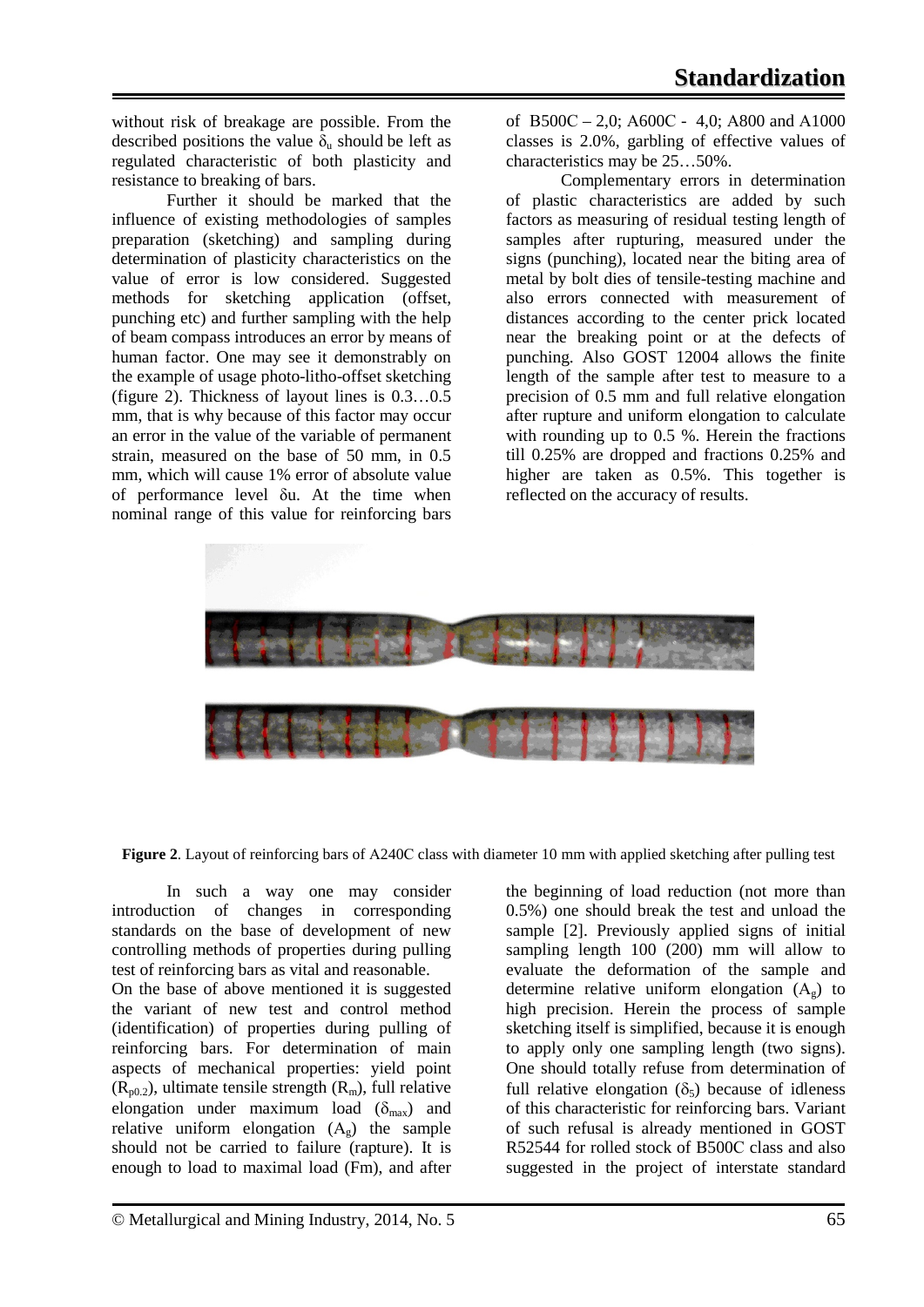without risk of breakage are possible. From the described positions the value $\delta_u$ should be left as regulated characteristic of both plasticity and resistance to breaking of bars.

Further it should be marked that the influence of existing methodologies of samples preparation (sketching) and sampling during determination of plasticity characteristics on the value of error is low considered. Suggested methods for sketching application (offset, punching etc) and further sampling with the help of beam compass introduces an error by means of human factor. One may see it demonstrably on the example of usage photo-litho-offset sketching (figure 2). Thickness of layout lines is 0.3…0.5 mm, that is why because of this factor may occur an error in the value of the variable of permanent strain, measured on the base of 50 mm, in 0.5 mm, which will cause 1% error of absolute value of performance level δu. At the time when nominal range of this value for reinforcing bars of B500C – 2,0; A600C - 4,0; A800 and A1000 classes is 2.0%, garbling of effective values of characteristics may be 25…50%.

Complementary errors in determination of plastic characteristics are added by such factors as measuring of residual testing length of samples after rupturing, measured under the signs (punching), located near the biting area of metal by bolt dies of tensile-testing machine and also errors connected with measurement of distances according to the center prick located near the breaking point or at the defects of punching. Also GOST 12004 allows the finite length of the sample after test to measure to a precision of 0.5 mm and full relative elongation after rupture and uniform elongation to calculate with rounding up to 0.5 %. Herein the fractions till 0.25% are dropped and fractions 0.25% and higher are taken as 0.5%. This together is reflected on the accuracy of results.

**Figure 2**. Layout of reinforcing bars of A240C class with diameter 10 mm with applied sketching after pulling test

In such a way one may consider introduction of changes in corresponding standards on the base of development of new controlling methods of properties during pulling test of reinforcing bars as vital and reasonable.

On the base of above mentioned it is suggested the variant of new test and control method (identification) of properties during pulling of reinforcing bars. For determination of main aspects of mechanical properties: yield point ($R_{p0.2}$), ultimate tensile strength ($R_m$), full relative elongation under maximum load ($\delta_{max}$) and relative uniform elongation ($A_g$) the sample should not be carried to failure (rapture). It is enough to load to maximal load (Fm), and after the beginning of load reduction (not more than 0.5%) one should break the test and unload the sample [2]. Previously applied signs of initial sampling length 100 (200) mm will allow to evaluate the deformation of the sample and determine relative uniform elongation ($A_g$) to high precision. Herein the process of sample sketching itself is simplified, because it is enough to apply only one sampling length (two signs). One should totally refuse from determination of full relative elongation ($\delta_5$) because of idleness of this characteristic for reinforcing bars. Variant of such refusal is already mentioned in GOST R52544 for rolled stock of B500C class and also suggested in the project of interstate standard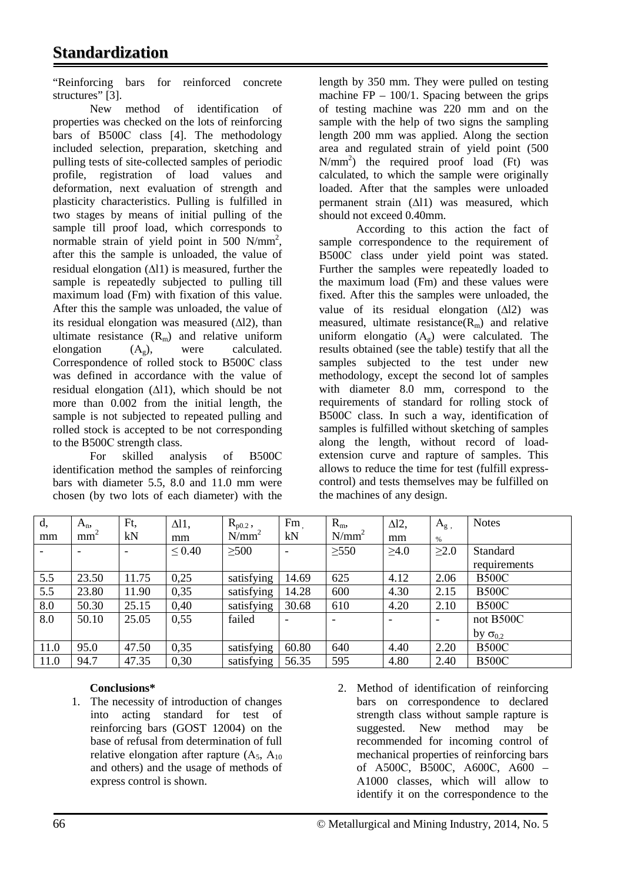"Reinforcing bars for reinforced concrete structures" [3].

New method of identification of properties was checked on the lots of reinforcing bars of B500C class [4]. The methodology included selection, preparation, sketching and pulling tests of site-collected samples of periodic profile, registration of load values and deformation, next evaluation of strength and plasticity characteristics. Pulling is fulfilled in two stages by means of initial pulling of the sample till proof load, which corresponds to normable strain of yield point in 500 N/mm$^2$, after this the sample is unloaded, the value of residual elongation ($\Delta l1$) is measured, further the sample is repeatedly subjected to pulling till maximum load (Fm) with fixation of this value. After this the sample was unloaded, the value of its residual elongation was measured ($\Delta l2$), than ultimate resistance ($R_m$) and relative uniform elongation ($A_g$), were calculated. Correspondence of rolled stock to B500C class was defined in accordance with the value of residual elongation ($\Delta l1$), which should be not more than 0.002 from the initial length, the sample is not subjected to repeated pulling and rolled stock is accepted to be not corresponding to the B500C strength class.

For skilled analysis of B500C identification method the samples of reinforcing bars with diameter 5.5, 8.0 and 11.0 mm were chosen (by two lots of each diameter) with the length by 350 mm. They were pulled on testing machine FP – 100/1. Spacing between the grips of testing machine was 220 mm and on the sample with the help of two signs the sampling length 200 mm was applied. Along the section area and regulated strain of yield point (500 N/mm$^2$) the required proof load (Ft) was calculated, to which the sample were originally loaded. After that the samples were unloaded permanent strain ($\Delta l1$) was measured, which should not exceed 0.40mm.

According to this action the fact of sample correspondence to the requirement of B500C class under yield point was stated. Further the samples were repeatedly loaded to the maximum load (Fm) and these values were fixed. After this the samples were unloaded, the value of its residual elongation ($\Delta l2$) was measured, ultimate resistance($R_m$) and relative uniform elongatio ($A_g$) were calculated. The results obtained (see the table) testify that all the samples subjected to the test under new methodology, except the second lot of samples with diameter 8.0 mm, correspond to the requirements of standard for rolling stock of B500C class. In such a way, identification of samples is fulfilled without sketching of samples along the length, without record of load-extension curve and rapture of samples. This allows to reduce the time for test (fulfill express-control) and tests themselves may be fulfilled on the machines of any design.

| d, mm | $A_n$, mm$^2$ | Ft, kN | $\Delta l1$, mm | $R_{p0.2}$, N/mm$^2$ | Fm, kN | $R_m$, N/mm$^2$ | $\Delta l2$, mm | $A_g$, % | Notes |
|---|---|---|---|---|---|---|---|---|---|
| - | - | - | $\leq 0.40$ | $\geq 500$ | - | $\geq 550$ | $\geq 4.0$ | $\geq 2.0$ | Standard requirements |
| 5.5 | 23.50 | 11.75 | 0,25 | satisfying | 14.69 | 625 | 4.12 | 2.06 | B500C |
| 5.5 | 23.80 | 11.90 | 0,35 | satisfying | 14.28 | 600 | 4.30 | 2.15 | B500C |
| 8.0 | 50.30 | 25.15 | 0,40 | satisfying | 30.68 | 610 | 4.20 | 2.10 | B500C |
| 8.0 | 50.10 | 25.05 | 0,55 | failed | - | - | - | - | not B500C by $\sigma_{0,2}$ |
| 11.0 | 95.0 | 47.50 | 0,35 | satisfying | 60.80 | 640 | 4.40 | 2.20 | B500C |
| 11.0 | 94.7 | 47.35 | 0,30 | satisfying | 56.35 | 595 | 4.80 | 2.40 | B500C |

**Conclusions***

1. The necessity of introduction of changes into acting standard for test of reinforcing bars (GOST 12004) on the base of refusal from determination of full relative elongation after rapture ($A_5$, $A_{10}$ and others) and the usage of methods of express control is shown.
2. Method of identification of reinforcing bars on correspondence to declared strength class without sample rapture is suggested. New method may be recommended for incoming control of mechanical properties of reinforcing bars of A500C, B500C, A600C, A600 – A1000 classes, which will allow to identify it on the correspondence to the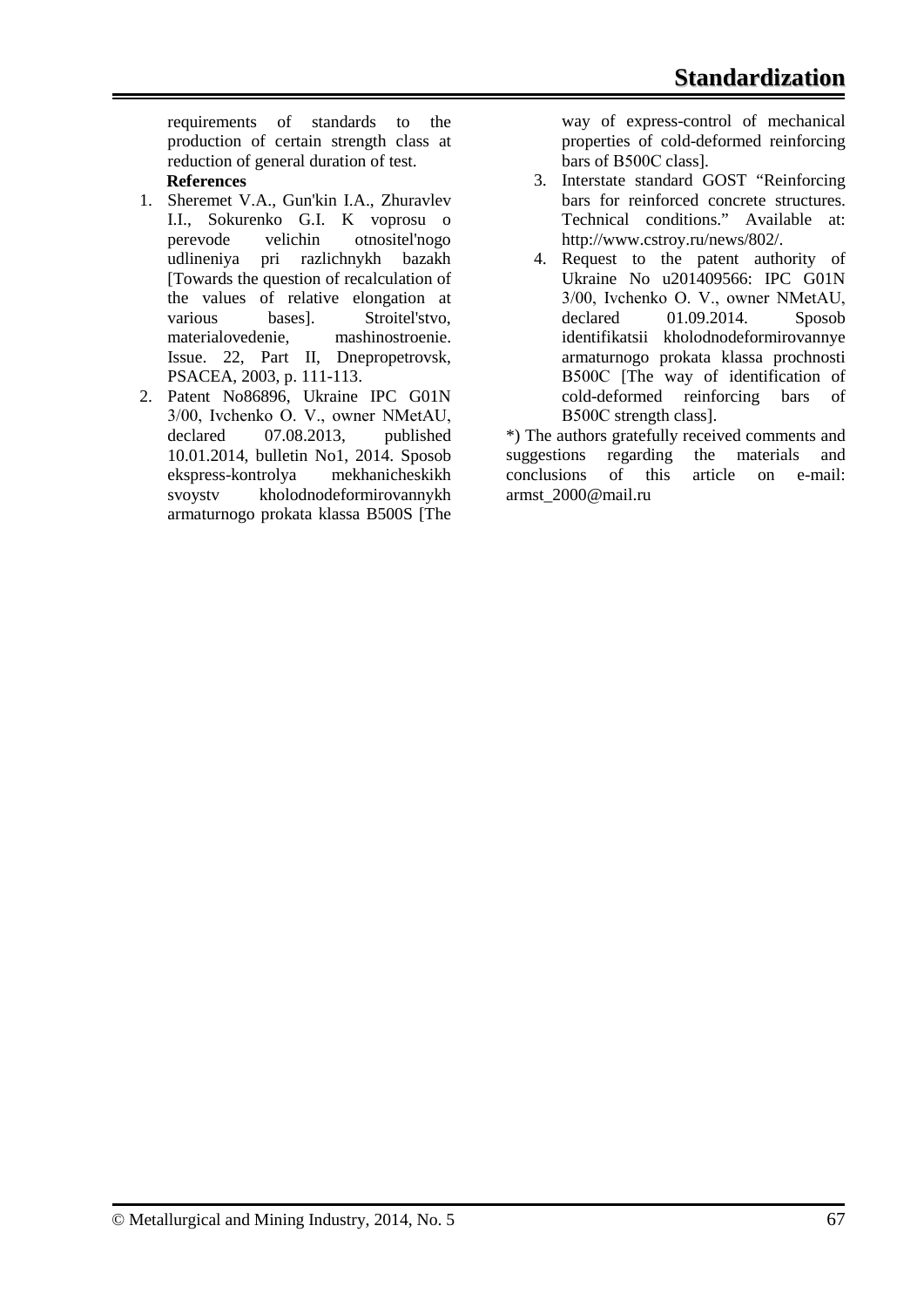requirements of standards to the production of certain strength class at reduction of general duration of test.

**References**

1. Sheremet V.A., Gun'kin I.A., Zhuravlev I.I., Sokurenko G.I. K voprosu o perevode velichin otnositel'nogo udlineniya pri razlichnykh bazakh [Towards the question of recalculation of the values of relative elongation at various bases]. Stroitel'stvo, materialovedenie, mashinostroenie. Issue. 22, Part II, Dnepropetrovsk, PSACEA, 2003, p. 111-113.
2. Patent No86896, Ukraine IPC G01N 3/00, Ivchenko O. V., owner NMetAU, declared 07.08.2013, published 10.01.2014, bulletin No1, 2014. Sposob ekspress-kontrolya mekhanicheskikh svoystv kholodnodeformirovannykh armaturnogo prokata klassa B500S [The way of express-control of mechanical properties of cold-deformed reinforcing bars of B500C class].
3. Interstate standard GOST "Reinforcing bars for reinforced concrete structures. Technical conditions." Available at: http://www.cstroy.ru/news/802/.
4. Request to the patent authority of Ukraine No u201409566: IPC G01N 3/00, Ivchenko O. V., owner NMetAU, declared 01.09.2014. Sposob identifikatsii kholodnodeformirovannye armaturnogo prokata klassa prochnosti B500C [The way of identification of cold-deformed reinforcing bars of B500C strength class].

*) The authors gratefully received comments and suggestions regarding the materials and conclusions of this article on e-mail: armst_2000@mail.ru